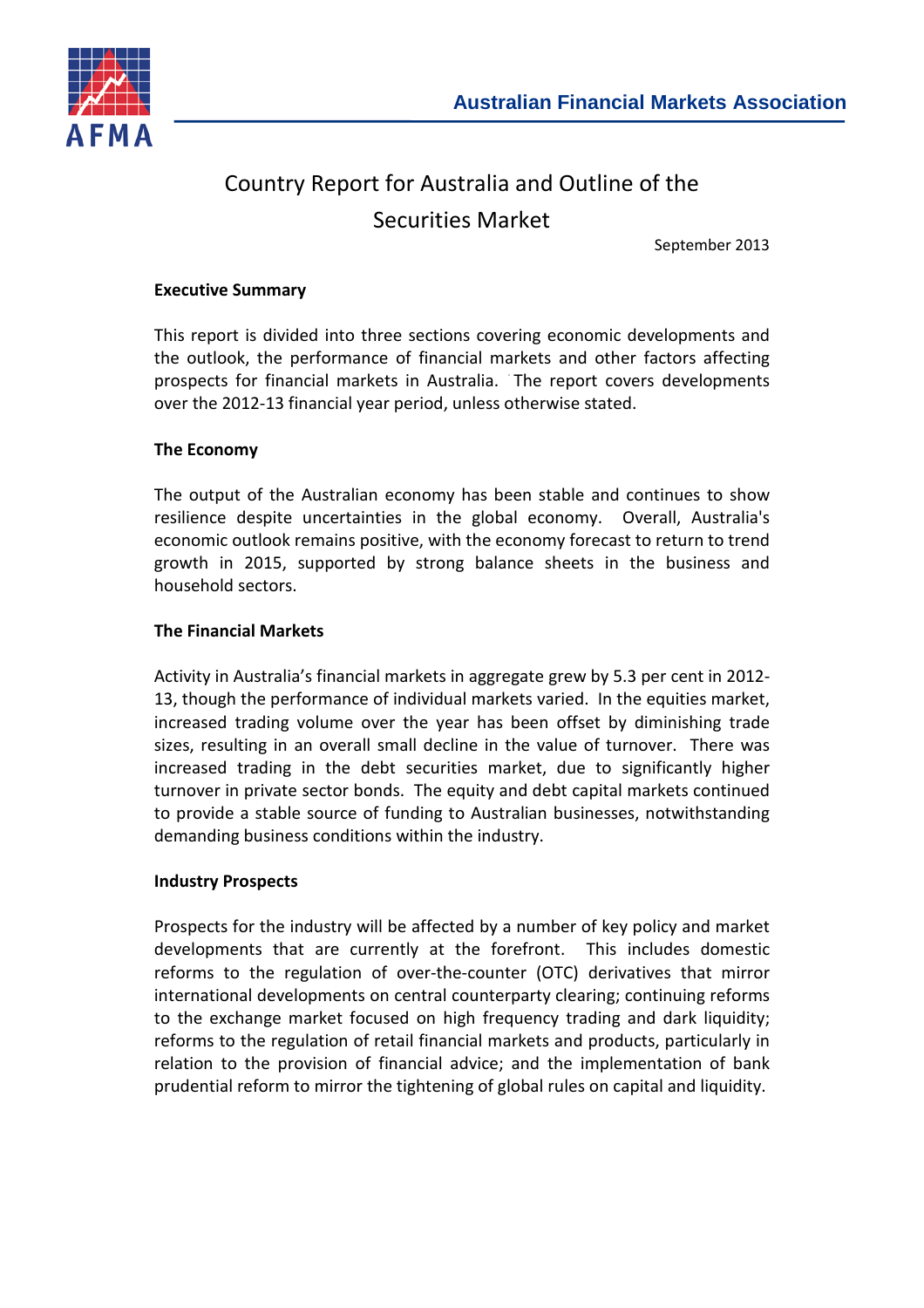Australian Financial Markets Association

# Country Report for Australia and Outline of the Securities Market

September 2013

**Executive Summary**

This report is divided into three sections covering economic developments and the outlook, the performance of financial markets and other factors affecting prospects for financial markets in Australia. The report covers developments over the 2012-13 financial year period, unless otherwise stated.

**The Economy**

The output of the Australian economy has been stable and continues to show resilience despite uncertainties in the global economy. Overall, Australia's economic outlook remains positive, with the economy forecast to return to trend growth in 2015, supported by strong balance sheets in the business and household sectors.

**The Financial Markets**

Activity in Australia's financial markets in aggregate grew by 5.3 per cent in 2012-13, though the performance of individual markets varied. In the equities market, increased trading volume over the year has been offset by diminishing trade sizes, resulting in an overall small decline in the value of turnover. There was increased trading in the debt securities market, due to significantly higher turnover in private sector bonds. The equity and debt capital markets continued to provide a stable source of funding to Australian businesses, notwithstanding demanding business conditions within the industry.

**Industry Prospects**

Prospects for the industry will be affected by a number of key policy and market developments that are currently at the forefront. This includes domestic reforms to the regulation of over-the-counter (OTC) derivatives that mirror international developments on central counterparty clearing; continuing reforms to the exchange market focused on high frequency trading and dark liquidity; reforms to the regulation of retail financial markets and products, particularly in relation to the provision of financial advice; and the implementation of bank prudential reform to mirror the tightening of global rules on capital and liquidity.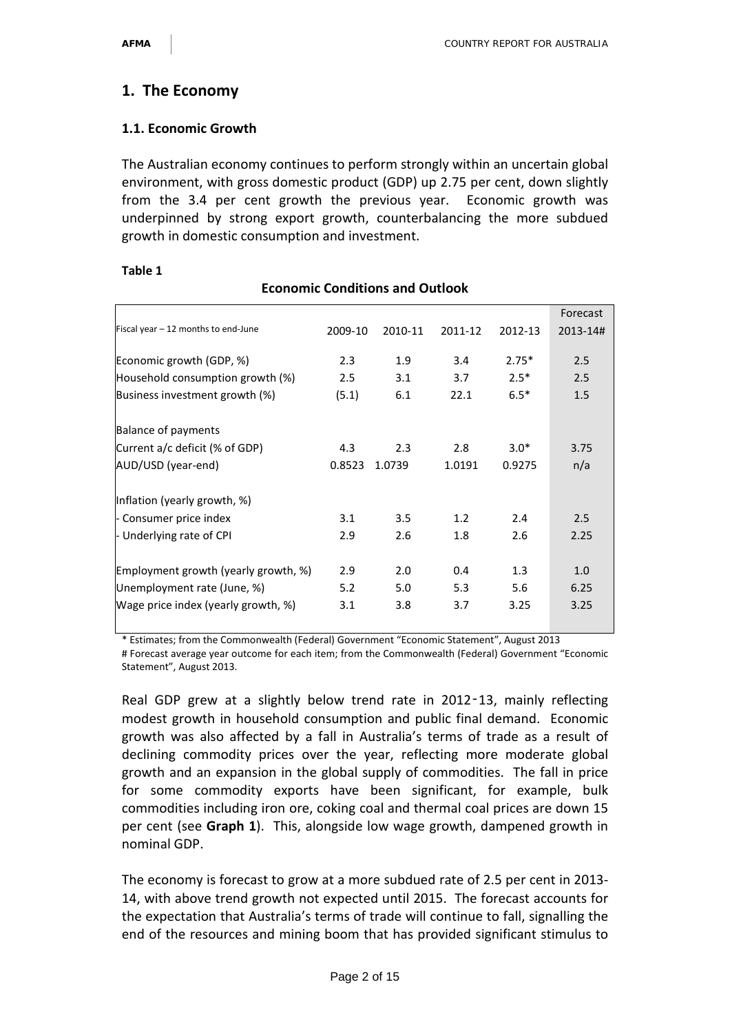## 1. The Economy

### 1.1. Economic Growth

The Australian economy continues to perform strongly within an uncertain global environment, with gross domestic product (GDP) up 2.75 per cent, down slightly from the 3.4 per cent growth the previous year. Economic growth was underpinned by strong export growth, counterbalancing the more subdued growth in domestic consumption and investment.

**Table 1**

**Economic Conditions and Outlook**

| Fiscal year – 12 months to end-June | 2009-10 | 2010-11 | 2011-12 | 2012-13 | Forecast 2013-14# |
|---|---|---|---|---|---|
| Economic growth (GDP, %) | 2.3 | 1.9 | 3.4 | 2.75* | 2.5 |
| Household consumption growth (%) | 2.5 | 3.1 | 3.7 | 2.5* | 2.5 |
| Business investment growth (%) | (5.1) | 6.1 | 22.1 | 6.5* | 1.5 |
| Balance of payments | | | | | |
| Current a/c deficit (% of GDP) | 4.3 | 2.3 | 2.8 | 3.0* | 3.75 |
| AUD/USD (year-end) | 0.8523 | 1.0739 | 1.0191 | 0.9275 | n/a |
| Inflation (yearly growth, %) | | | | | |
| - Consumer price index | 3.1 | 3.5 | 1.2 | 2.4 | 2.5 |
| - Underlying rate of CPI | 2.9 | 2.6 | 1.8 | 2.6 | 2.25 |
| Employment growth (yearly growth, %) | 2.9 | 2.0 | 0.4 | 1.3 | 1.0 |
| Unemployment rate (June, %) | 5.2 | 5.0 | 5.3 | 5.6 | 6.25 |
| Wage price index (yearly growth, %) | 3.1 | 3.8 | 3.7 | 3.25 | 3.25 |

\* Estimates; from the Commonwealth (Federal) Government "Economic Statement", August 2013

\# Forecast average year outcome for each item; from the Commonwealth (Federal) Government "Economic Statement", August 2013.

Real GDP grew at a slightly below trend rate in 2012-13, mainly reflecting modest growth in household consumption and public final demand. Economic growth was also affected by a fall in Australia's terms of trade as a result of declining commodity prices over the year, reflecting more moderate global growth and an expansion in the global supply of commodities. The fall in price for some commodity exports have been significant, for example, bulk commodities including iron ore, coking coal and thermal coal prices are down 15 per cent (see **Graph 1**). This, alongside low wage growth, dampened growth in nominal GDP.

The economy is forecast to grow at a more subdued rate of 2.5 per cent in 2013-14, with above trend growth not expected until 2015. The forecast accounts for the expectation that Australia's terms of trade will continue to fall, signalling the end of the resources and mining boom that has provided significant stimulus to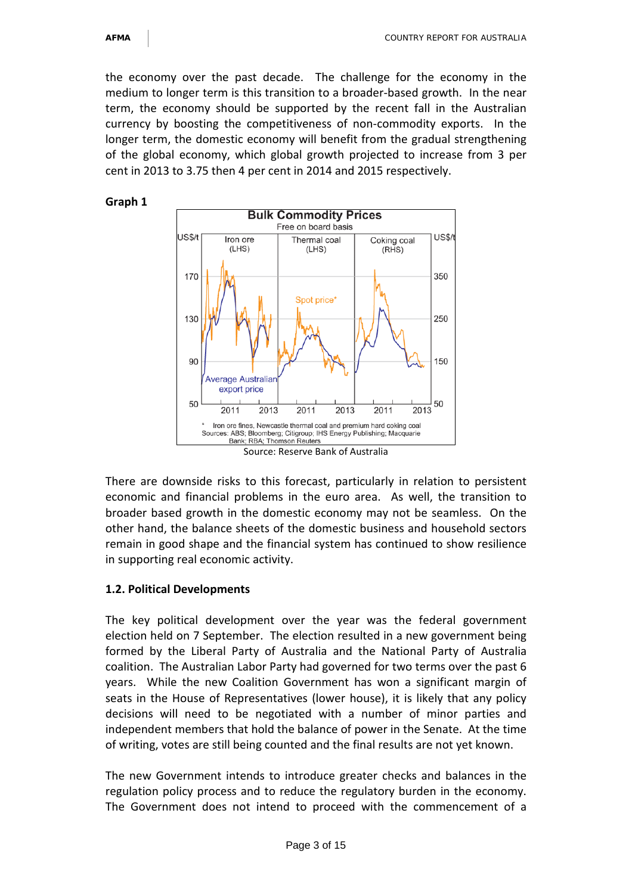the economy over the past decade. The challenge for the economy in the medium to longer term is this transition to a broader-based growth. In the near term, the economy should be supported by the recent fall in the Australian currency by boosting the competitiveness of non-commodity exports. In the longer term, the domestic economy will benefit from the gradual strengthening of the global economy, which global growth projected to increase from 3 per cent in 2013 to 3.75 then 4 per cent in 2014 and 2015 respectively.

**Graph 1**

Source: Reserve Bank of Australia

There are downside risks to this forecast, particularly in relation to persistent economic and financial problems in the euro area. As well, the transition to broader based growth in the domestic economy may not be seamless. On the other hand, the balance sheets of the domestic business and household sectors remain in good shape and the financial system has continued to show resilience in supporting real economic activity.

### 1.2. Political Developments

The key political development over the year was the federal government election held on 7 September. The election resulted in a new government being formed by the Liberal Party of Australia and the National Party of Australia coalition. The Australian Labor Party had governed for two terms over the past 6 years. While the new Coalition Government has won a significant margin of seats in the House of Representatives (lower house), it is likely that any policy decisions will need to be negotiated with a number of minor parties and independent members that hold the balance of power in the Senate. At the time of writing, votes are still being counted and the final results are not yet known.

The new Government intends to introduce greater checks and balances in the regulation policy process and to reduce the regulatory burden in the economy. The Government does not intend to proceed with the commencement of a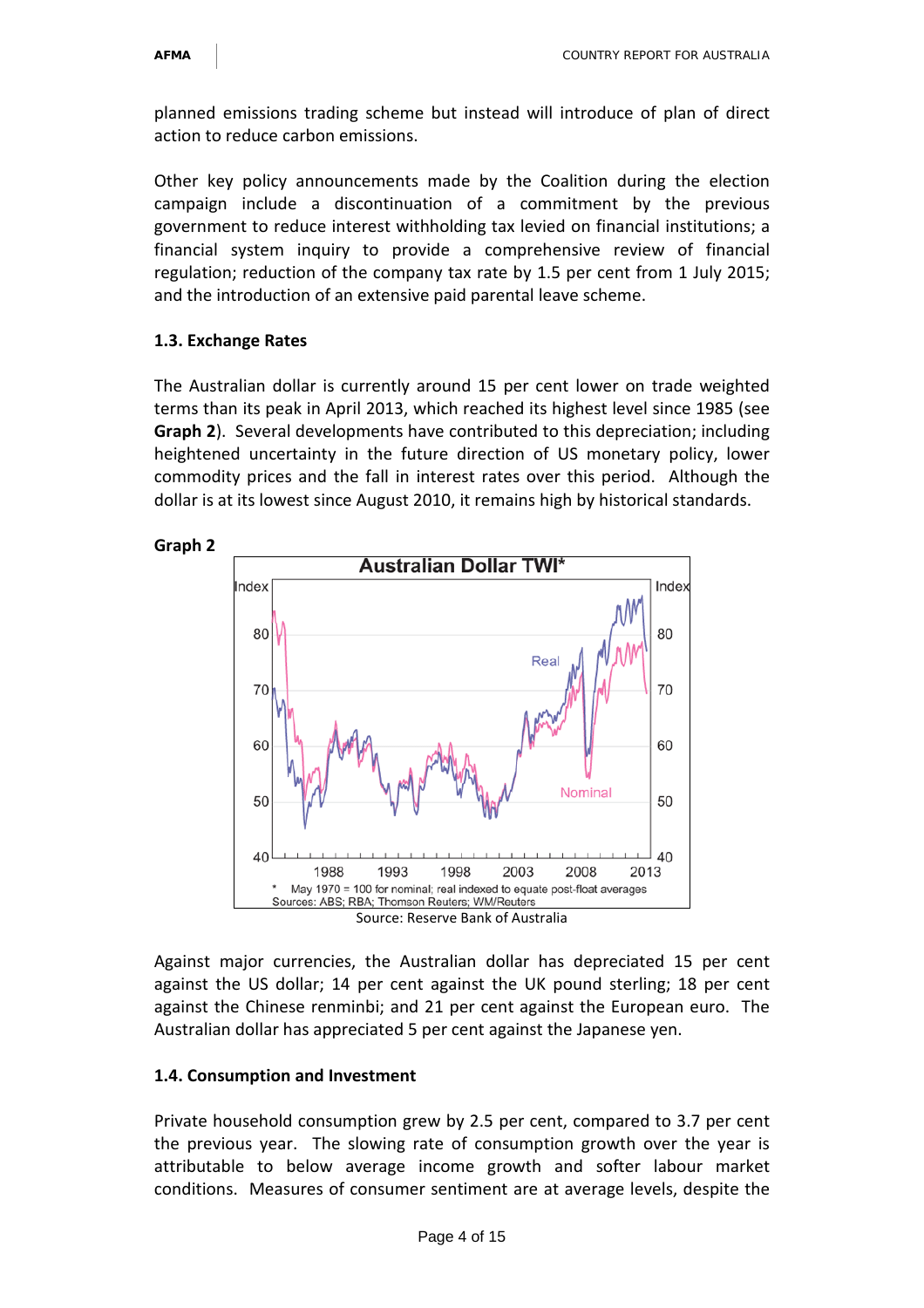planned emissions trading scheme but instead will introduce of plan of direct action to reduce carbon emissions.

Other key policy announcements made by the Coalition during the election campaign include a discontinuation of a commitment by the previous government to reduce interest withholding tax levied on financial institutions; a financial system inquiry to provide a comprehensive review of financial regulation; reduction of the company tax rate by 1.5 per cent from 1 July 2015; and the introduction of an extensive paid parental leave scheme.

### 1.3. Exchange Rates

The Australian dollar is currently around 15 per cent lower on trade weighted terms than its peak in April 2013, which reached its highest level since 1985 (see **Graph 2**). Several developments have contributed to this depreciation; including heightened uncertainty in the future direction of US monetary policy, lower commodity prices and the fall in interest rates over this period. Although the dollar is at its lowest since August 2010, it remains high by historical standards.

**Graph 2**

Source: Reserve Bank of Australia

Against major currencies, the Australian dollar has depreciated 15 per cent against the US dollar; 14 per cent against the UK pound sterling; 18 per cent against the Chinese renminbi; and 21 per cent against the European euro. The Australian dollar has appreciated 5 per cent against the Japanese yen.

### 1.4. Consumption and Investment

Private household consumption grew by 2.5 per cent, compared to 3.7 per cent the previous year. The slowing rate of consumption growth over the year is attributable to below average income growth and softer labour market conditions. Measures of consumer sentiment are at average levels, despite the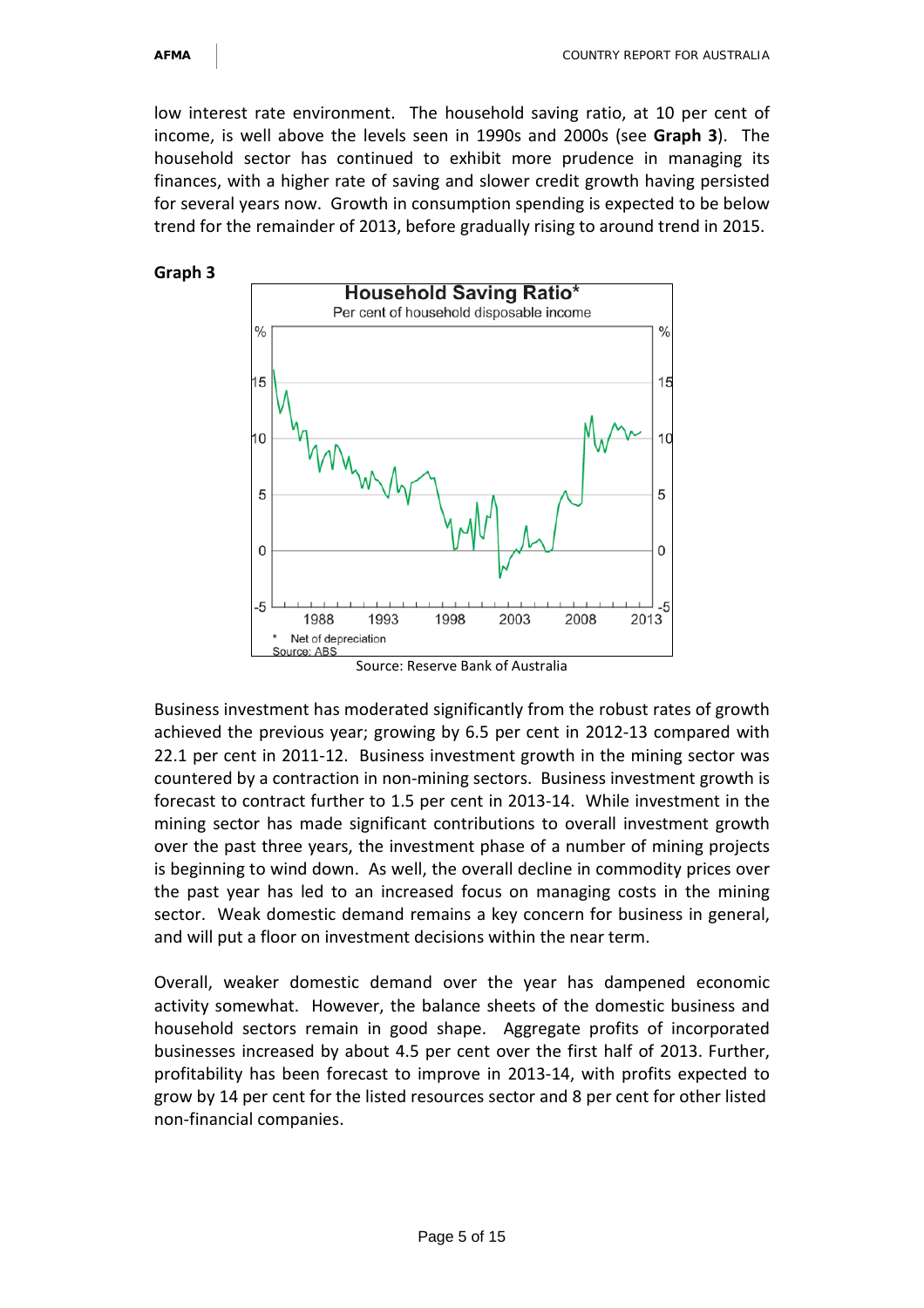low interest rate environment. The household saving ratio, at 10 per cent of income, is well above the levels seen in 1990s and 2000s (see **Graph 3**). The household sector has continued to exhibit more prudence in managing its finances, with a higher rate of saving and slower credit growth having persisted for several years now. Growth in consumption spending is expected to be below trend for the remainder of 2013, before gradually rising to around trend in 2015.

**Graph 3**

**Household Saving Ratio***

Per cent of household disposable income

\* Net of depreciation

Source: ABS

Source: Reserve Bank of Australia

Business investment has moderated significantly from the robust rates of growth achieved the previous year; growing by 6.5 per cent in 2012-13 compared with 22.1 per cent in 2011-12. Business investment growth in the mining sector was countered by a contraction in non-mining sectors. Business investment growth is forecast to contract further to 1.5 per cent in 2013-14. While investment in the mining sector has made significant contributions to overall investment growth over the past three years, the investment phase of a number of mining projects is beginning to wind down. As well, the overall decline in commodity prices over the past year has led to an increased focus on managing costs in the mining sector. Weak domestic demand remains a key concern for business in general, and will put a floor on investment decisions within the near term.

Overall, weaker domestic demand over the year has dampened economic activity somewhat. However, the balance sheets of the domestic business and household sectors remain in good shape. Aggregate profits of incorporated businesses increased by about 4.5 per cent over the first half of 2013. Further, profitability has been forecast to improve in 2013-14, with profits expected to grow by 14 per cent for the listed resources sector and 8 per cent for other listed non-financial companies.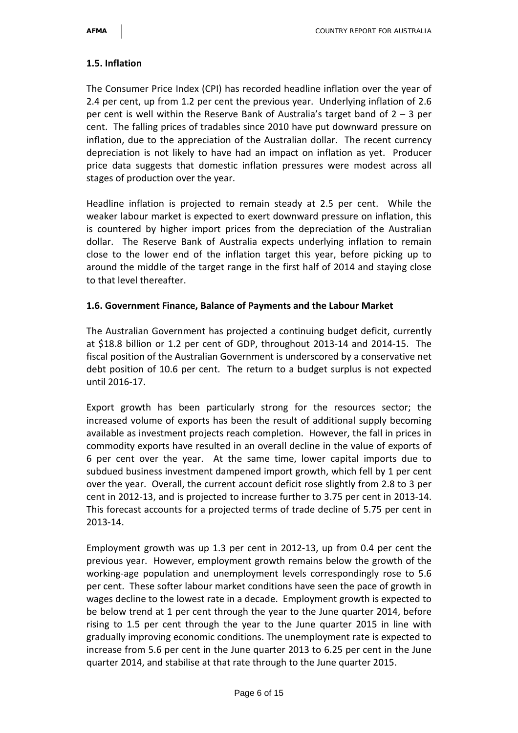### 1.5. Inflation

The Consumer Price Index (CPI) has recorded headline inflation over the year of 2.4 per cent, up from 1.2 per cent the previous year. Underlying inflation of 2.6 per cent is well within the Reserve Bank of Australia's target band of 2 – 3 per cent. The falling prices of tradables since 2010 have put downward pressure on inflation, due to the appreciation of the Australian dollar. The recent currency depreciation is not likely to have had an impact on inflation as yet. Producer price data suggests that domestic inflation pressures were modest across all stages of production over the year.

Headline inflation is projected to remain steady at 2.5 per cent. While the weaker labour market is expected to exert downward pressure on inflation, this is countered by higher import prices from the depreciation of the Australian dollar. The Reserve Bank of Australia expects underlying inflation to remain close to the lower end of the inflation target this year, before picking up to around the middle of the target range in the first half of 2014 and staying close to that level thereafter.

### 1.6. Government Finance, Balance of Payments and the Labour Market

The Australian Government has projected a continuing budget deficit, currently at $18.8 billion or 1.2 per cent of GDP, throughout 2013-14 and 2014-15. The fiscal position of the Australian Government is underscored by a conservative net debt position of 10.6 per cent. The return to a budget surplus is not expected until 2016-17.

Export growth has been particularly strong for the resources sector; the increased volume of exports has been the result of additional supply becoming available as investment projects reach completion. However, the fall in prices in commodity exports have resulted in an overall decline in the value of exports of 6 per cent over the year. At the same time, lower capital imports due to subdued business investment dampened import growth, which fell by 1 per cent over the year. Overall, the current account deficit rose slightly from 2.8 to 3 per cent in 2012-13, and is projected to increase further to 3.75 per cent in 2013-14. This forecast accounts for a projected terms of trade decline of 5.75 per cent in 2013-14.

Employment growth was up 1.3 per cent in 2012-13, up from 0.4 per cent the previous year. However, employment growth remains below the growth of the working-age population and unemployment levels correspondingly rose to 5.6 per cent. These softer labour market conditions have seen the pace of growth in wages decline to the lowest rate in a decade. Employment growth is expected to be below trend at 1 per cent through the year to the June quarter 2014, before rising to 1.5 per cent through the year to the June quarter 2015 in line with gradually improving economic conditions. The unemployment rate is expected to increase from 5.6 per cent in the June quarter 2013 to 6.25 per cent in the June quarter 2014, and stabilise at that rate through to the June quarter 2015.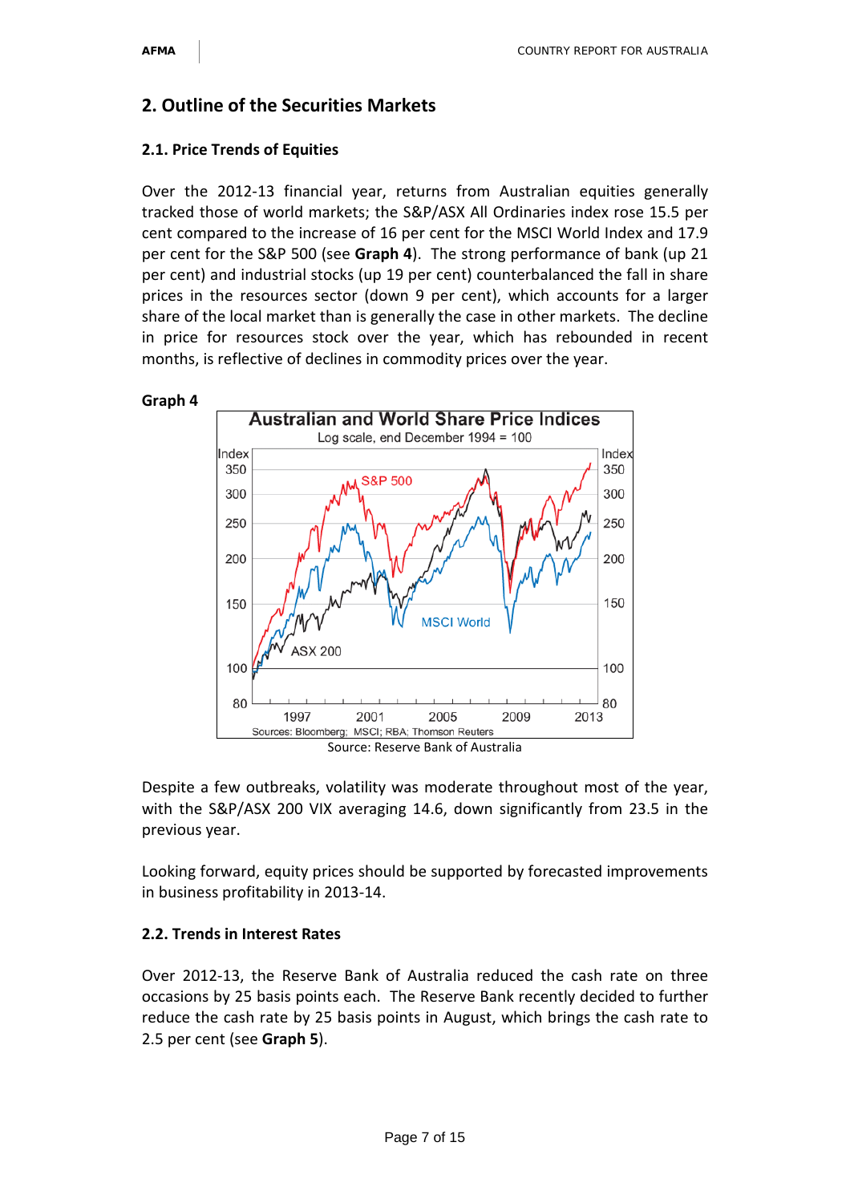## 2. Outline of the Securities Markets

### 2.1. Price Trends of Equities

Over the 2012-13 financial year, returns from Australian equities generally tracked those of world markets; the S&P/ASX All Ordinaries index rose 15.5 per cent compared to the increase of 16 per cent for the MSCI World Index and 17.9 per cent for the S&P 500 (see **Graph 4**). The strong performance of bank (up 21 per cent) and industrial stocks (up 19 per cent) counterbalanced the fall in share prices in the resources sector (down 9 per cent), which accounts for a larger share of the local market than is generally the case in other markets. The decline in price for resources stock over the year, which has rebounded in recent months, is reflective of declines in commodity prices over the year.

**Graph 4**

Source: Reserve Bank of Australia

Despite a few outbreaks, volatility was moderate throughout most of the year, with the S&P/ASX 200 VIX averaging 14.6, down significantly from 23.5 in the previous year.

Looking forward, equity prices should be supported by forecasted improvements in business profitability in 2013-14.

### 2.2. Trends in Interest Rates

Over 2012-13, the Reserve Bank of Australia reduced the cash rate on three occasions by 25 basis points each. The Reserve Bank recently decided to further reduce the cash rate by 25 basis points in August, which brings the cash rate to 2.5 per cent (see **Graph 5**).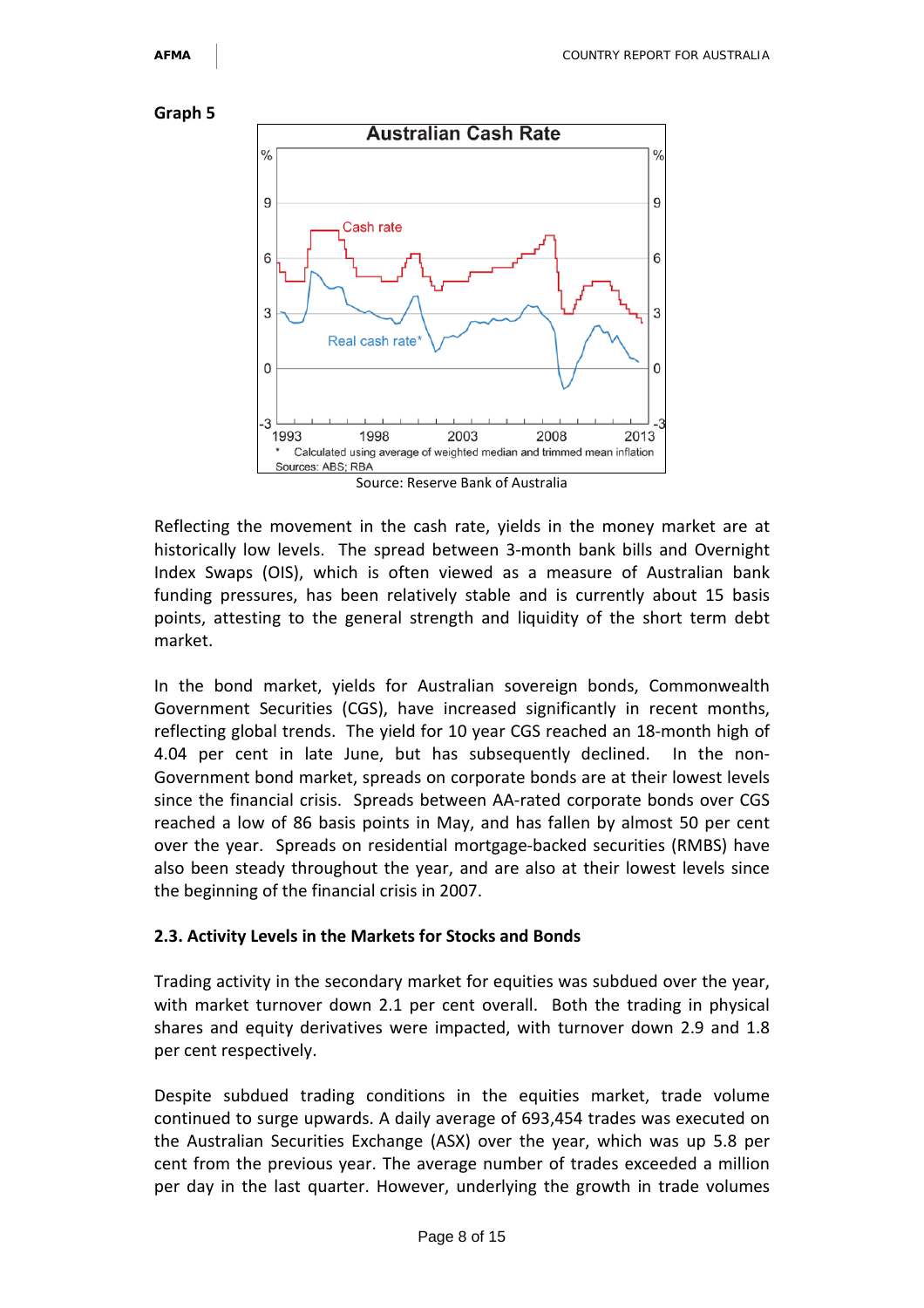**Graph 5**

Source: Reserve Bank of Australia

Reflecting the movement in the cash rate, yields in the money market are at historically low levels. The spread between 3-month bank bills and Overnight Index Swaps (OIS), which is often viewed as a measure of Australian bank funding pressures, has been relatively stable and is currently about 15 basis points, attesting to the general strength and liquidity of the short term debt market.

In the bond market, yields for Australian sovereign bonds, Commonwealth Government Securities (CGS), have increased significantly in recent months, reflecting global trends. The yield for 10 year CGS reached an 18-month high of 4.04 per cent in late June, but has subsequently declined. In the non-Government bond market, spreads on corporate bonds are at their lowest levels since the financial crisis. Spreads between AA-rated corporate bonds over CGS reached a low of 86 basis points in May, and has fallen by almost 50 per cent over the year. Spreads on residential mortgage-backed securities (RMBS) have also been steady throughout the year, and are also at their lowest levels since the beginning of the financial crisis in 2007.

### 2.3. Activity Levels in the Markets for Stocks and Bonds

Trading activity in the secondary market for equities was subdued over the year, with market turnover down 2.1 per cent overall. Both the trading in physical shares and equity derivatives were impacted, with turnover down 2.9 and 1.8 per cent respectively.

Despite subdued trading conditions in the equities market, trade volume continued to surge upwards. A daily average of 693,454 trades was executed on the Australian Securities Exchange (ASX) over the year, which was up 5.8 per cent from the previous year. The average number of trades exceeded a million per day in the last quarter. However, underlying the growth in trade volumes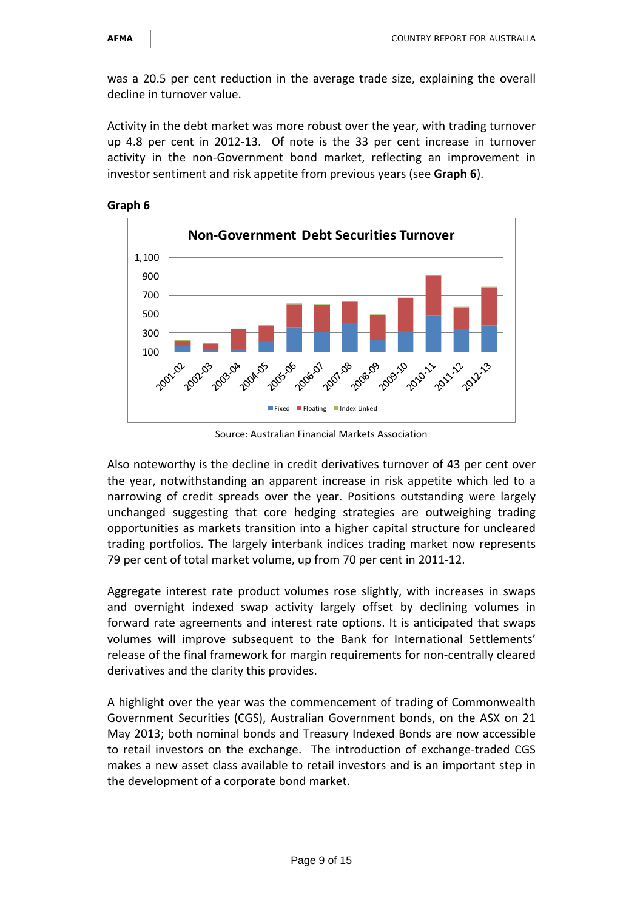was a 20.5 per cent reduction in the average trade size, explaining the overall decline in turnover value.

Activity in the debt market was more robust over the year, with trading turnover up 4.8 per cent in 2012-13. Of note is the 33 per cent increase in turnover activity in the non-Government bond market, reflecting an improvement in investor sentiment and risk appetite from previous years (see **Graph 6**).

**Graph 6**

Source: Australian Financial Markets Association

Also noteworthy is the decline in credit derivatives turnover of 43 per cent over the year, notwithstanding an apparent increase in risk appetite which led to a narrowing of credit spreads over the year. Positions outstanding were largely unchanged suggesting that core hedging strategies are outweighing trading opportunities as markets transition into a higher capital structure for uncleared trading portfolios. The largely interbank indices trading market now represents 79 per cent of total market volume, up from 70 per cent in 2011-12.

Aggregate interest rate product volumes rose slightly, with increases in swaps and overnight indexed swap activity largely offset by declining volumes in forward rate agreements and interest rate options. It is anticipated that swaps volumes will improve subsequent to the Bank for International Settlements' release of the final framework for margin requirements for non-centrally cleared derivatives and the clarity this provides.

A highlight over the year was the commencement of trading of Commonwealth Government Securities (CGS), Australian Government bonds, on the ASX on 21 May 2013; both nominal bonds and Treasury Indexed Bonds are now accessible to retail investors on the exchange. The introduction of exchange-traded CGS makes a new asset class available to retail investors and is an important step in the development of a corporate bond market.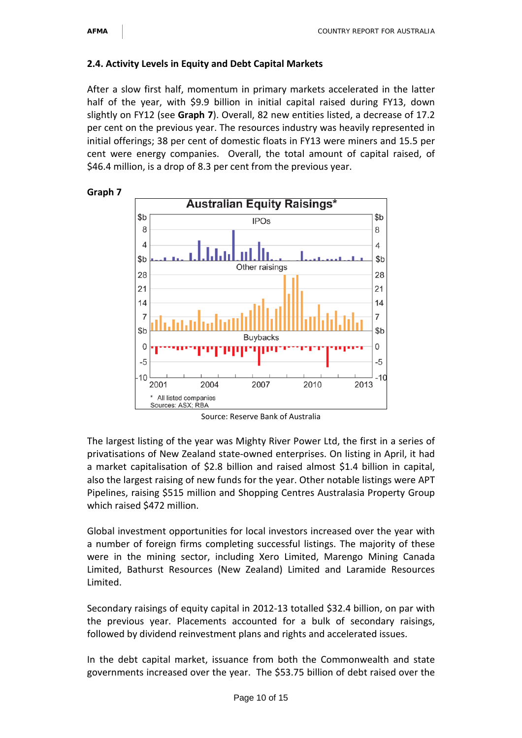### 2.4. Activity Levels in Equity and Debt Capital Markets

After a slow first half, momentum in primary markets accelerated in the latter half of the year, with $9.9 billion in initial capital raised during FY13, down slightly on FY12 (see **Graph 7**). Overall, 82 new entities listed, a decrease of 17.2 per cent on the previous year. The resources industry was heavily represented in initial offerings; 38 per cent of domestic floats in FY13 were miners and 15.5 per cent were energy companies. Overall, the total amount of capital raised, of $46.4 million, is a drop of 8.3 per cent from the previous year.

**Graph 7**

Source: Reserve Bank of Australia

The largest listing of the year was Mighty River Power Ltd, the first in a series of privatisations of New Zealand state-owned enterprises. On listing in April, it had a market capitalisation of $2.8 billion and raised almost $1.4 billion in capital, also the largest raising of new funds for the year. Other notable listings were APT Pipelines, raising $515 million and Shopping Centres Australasia Property Group which raised $472 million.

Global investment opportunities for local investors increased over the year with a number of foreign firms completing successful listings. The majority of these were in the mining sector, including Xero Limited, Marengo Mining Canada Limited, Bathurst Resources (New Zealand) Limited and Laramide Resources Limited.

Secondary raisings of equity capital in 2012-13 totalled $32.4 billion, on par with the previous year. Placements accounted for a bulk of secondary raisings, followed by dividend reinvestment plans and rights and accelerated issues.

In the debt capital market, issuance from both the Commonwealth and state governments increased over the year. The $53.75 billion of debt raised over the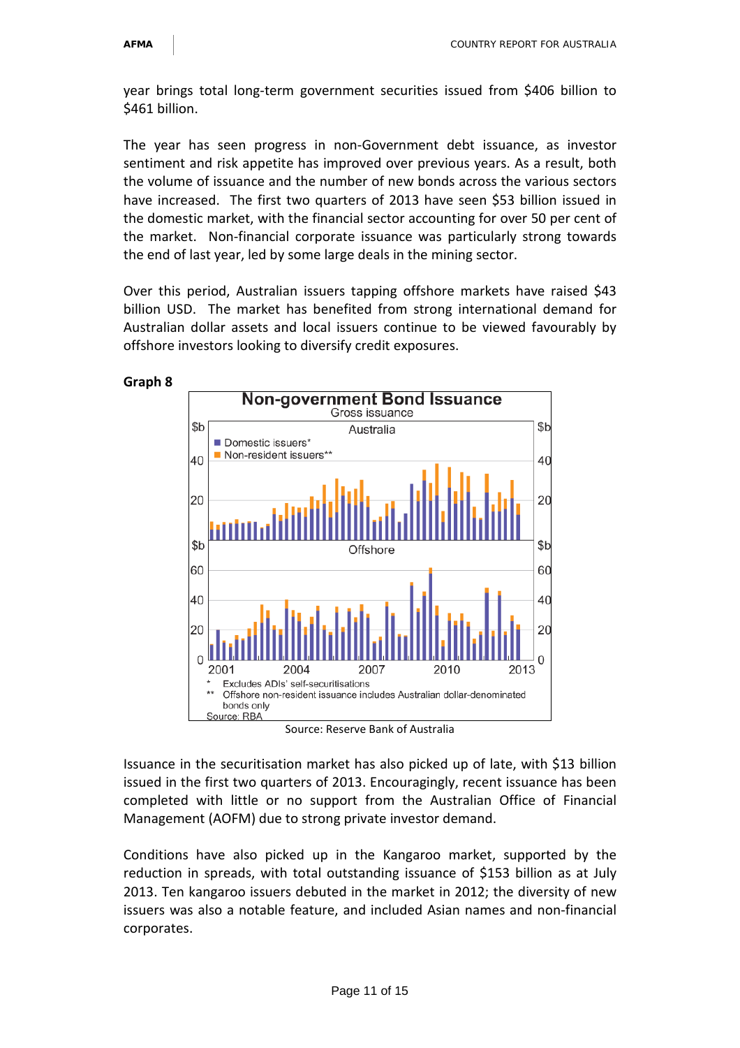year brings total long-term government securities issued from $406 billion to $461 billion.

The year has seen progress in non-Government debt issuance, as investor sentiment and risk appetite has improved over previous years. As a result, both the volume of issuance and the number of new bonds across the various sectors have increased. The first two quarters of 2013 have seen $53 billion issued in the domestic market, with the financial sector accounting for over 50 per cent of the market. Non-financial corporate issuance was particularly strong towards the end of last year, led by some large deals in the mining sector.

Over this period, Australian issuers tapping offshore markets have raised $43 billion USD. The market has benefited from strong international demand for Australian dollar assets and local issuers continue to be viewed favourably by offshore investors looking to diversify credit exposures.

**Graph 8**

**Non-government Bond Issuance**

Gross issuance

Australia / Offshore

■ Domestic issuers*
■ Non-resident issuers**

\* Excludes ADIs' self-securitisations

\*\* Offshore non-resident issuance includes Australian dollar-denominated bonds only

Source: RBA

Source: Reserve Bank of Australia

Issuance in the securitisation market has also picked up of late, with $13 billion issued in the first two quarters of 2013. Encouragingly, recent issuance has been completed with little or no support from the Australian Office of Financial Management (AOFM) due to strong private investor demand.

Conditions have also picked up in the Kangaroo market, supported by the reduction in spreads, with total outstanding issuance of $153 billion as at July 2013. Ten kangaroo issuers debuted in the market in 2012; the diversity of new issuers was also a notable feature, and included Asian names and non-financial corporates.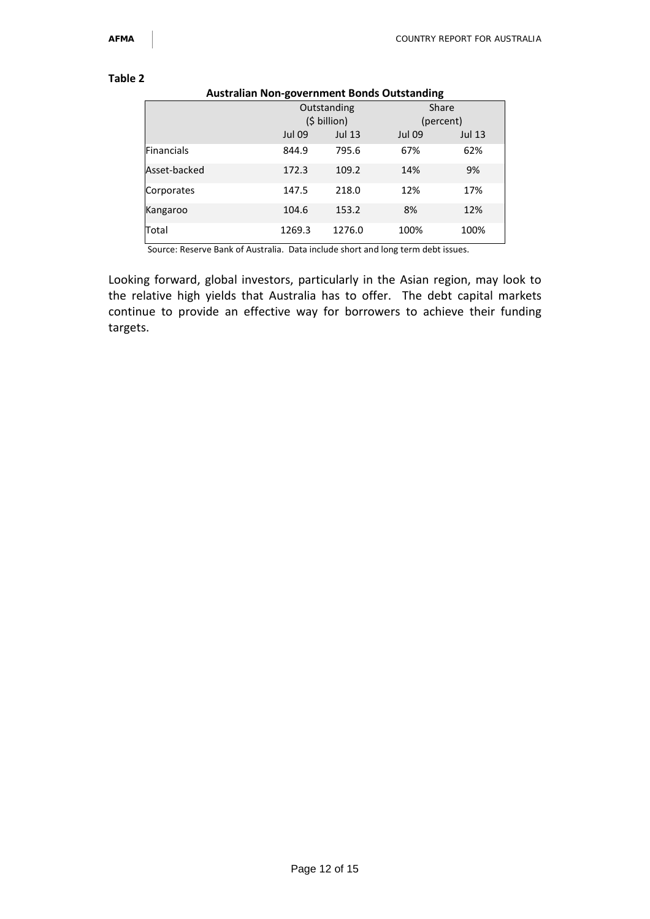**Table 2**

**Australian Non-government Bonds Outstanding**

| | Outstanding ($ billion) | | Share (percent) | |
|---|---|---|---|---|
| | Jul 09 | Jul 13 | Jul 09 | Jul 13 |
| Financials | 844.9 | 795.6 | 67% | 62% |
| Asset-backed | 172.3 | 109.2 | 14% | 9% |
| Corporates | 147.5 | 218.0 | 12% | 17% |
| Kangaroo | 104.6 | 153.2 | 8% | 12% |
| Total | 1269.3 | 1276.0 | 100% | 100% |

Source: Reserve Bank of Australia. Data include short and long term debt issues.

Looking forward, global investors, particularly in the Asian region, may look to the relative high yields that Australia has to offer. The debt capital markets continue to provide an effective way for borrowers to achieve their funding targets.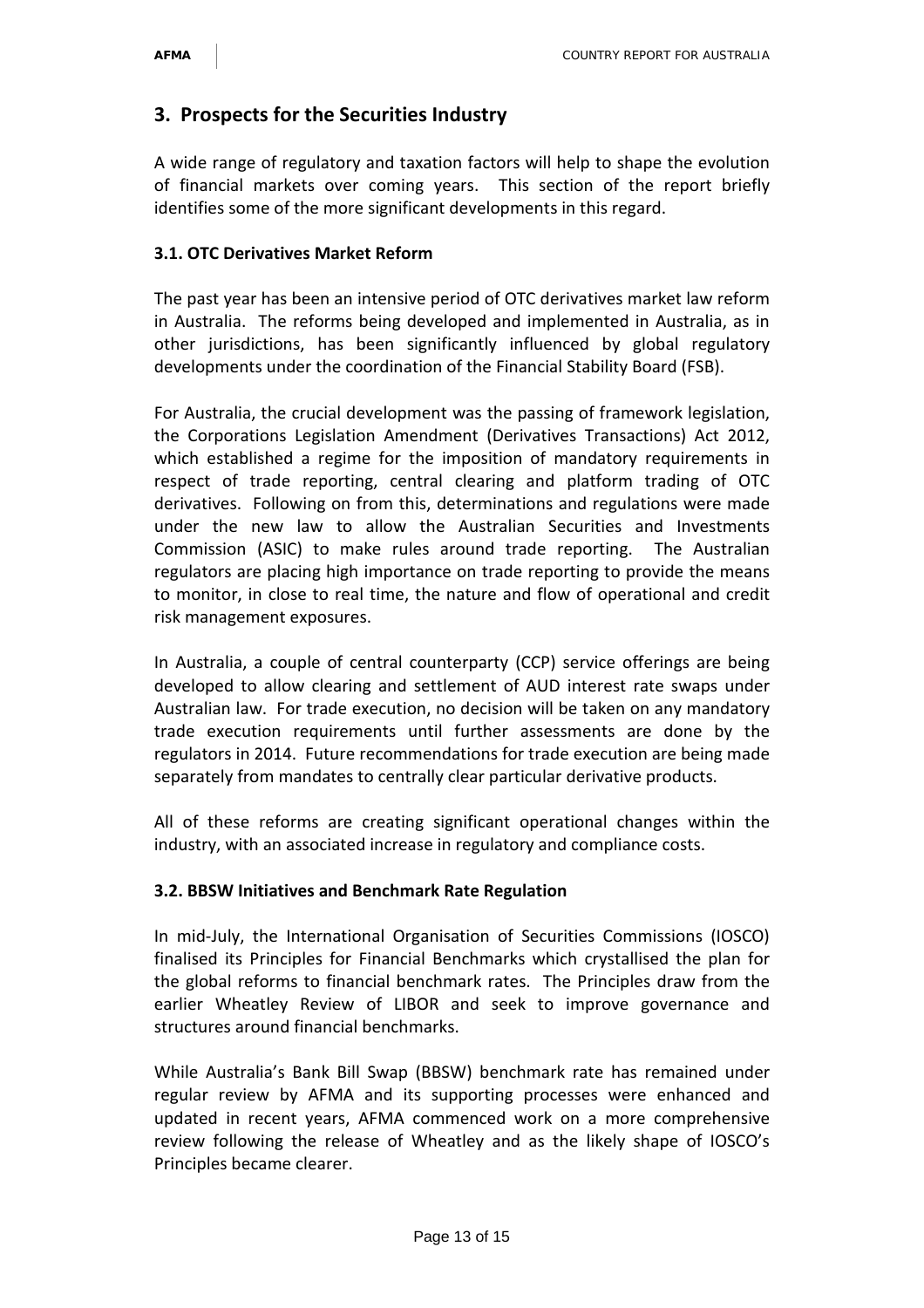## 3. Prospects for the Securities Industry

A wide range of regulatory and taxation factors will help to shape the evolution of financial markets over coming years. This section of the report briefly identifies some of the more significant developments in this regard.

### 3.1. OTC Derivatives Market Reform

The past year has been an intensive period of OTC derivatives market law reform in Australia. The reforms being developed and implemented in Australia, as in other jurisdictions, has been significantly influenced by global regulatory developments under the coordination of the Financial Stability Board (FSB).

For Australia, the crucial development was the passing of framework legislation, the Corporations Legislation Amendment (Derivatives Transactions) Act 2012, which established a regime for the imposition of mandatory requirements in respect of trade reporting, central clearing and platform trading of OTC derivatives. Following on from this, determinations and regulations were made under the new law to allow the Australian Securities and Investments Commission (ASIC) to make rules around trade reporting. The Australian regulators are placing high importance on trade reporting to provide the means to monitor, in close to real time, the nature and flow of operational and credit risk management exposures.

In Australia, a couple of central counterparty (CCP) service offerings are being developed to allow clearing and settlement of AUD interest rate swaps under Australian law. For trade execution, no decision will be taken on any mandatory trade execution requirements until further assessments are done by the regulators in 2014. Future recommendations for trade execution are being made separately from mandates to centrally clear particular derivative products.

All of these reforms are creating significant operational changes within the industry, with an associated increase in regulatory and compliance costs.

### 3.2. BBSW Initiatives and Benchmark Rate Regulation

In mid-July, the International Organisation of Securities Commissions (IOSCO) finalised its Principles for Financial Benchmarks which crystallised the plan for the global reforms to financial benchmark rates. The Principles draw from the earlier Wheatley Review of LIBOR and seek to improve governance and structures around financial benchmarks.

While Australia's Bank Bill Swap (BBSW) benchmark rate has remained under regular review by AFMA and its supporting processes were enhanced and updated in recent years, AFMA commenced work on a more comprehensive review following the release of Wheatley and as the likely shape of IOSCO's Principles became clearer.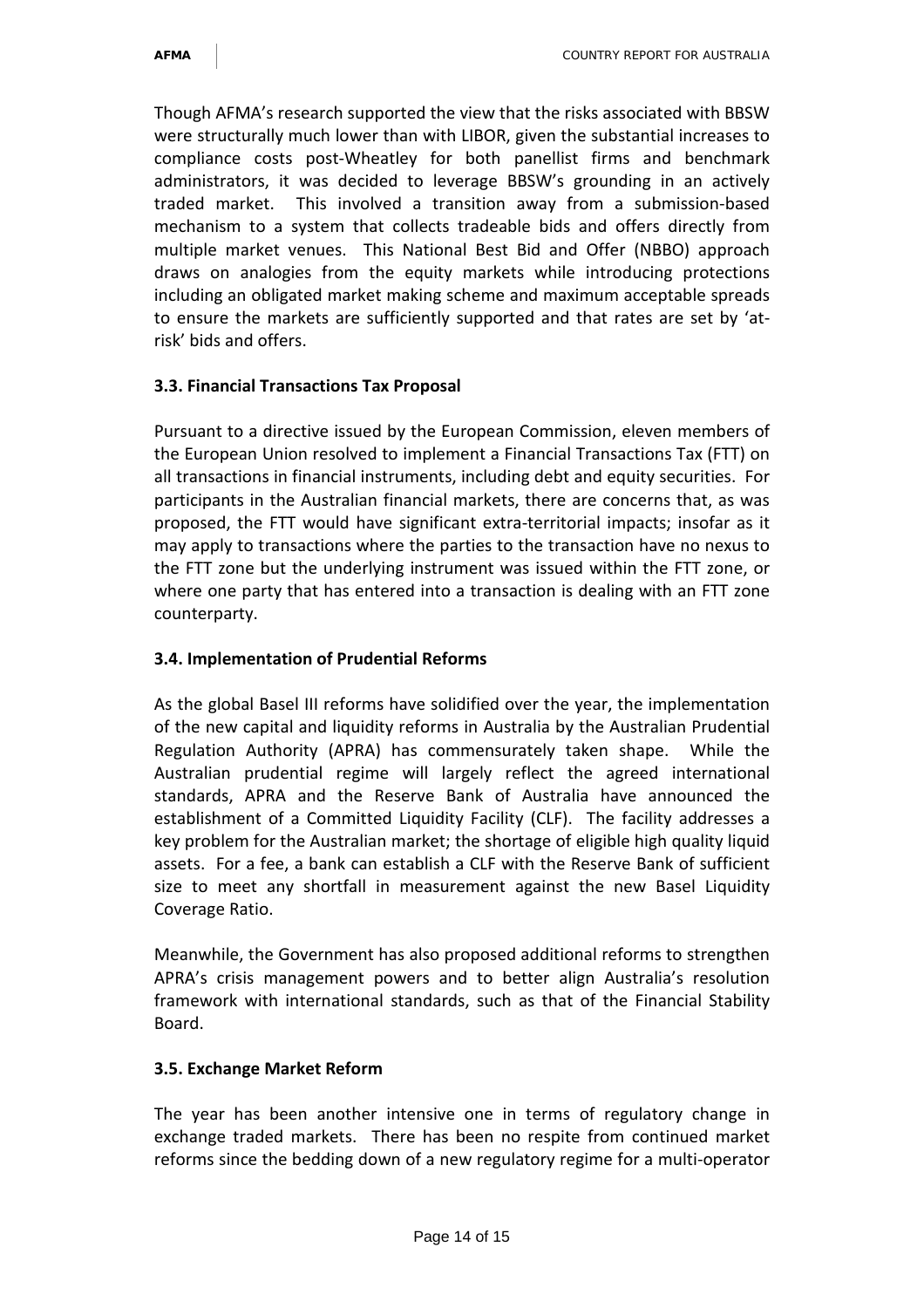Though AFMA's research supported the view that the risks associated with BBSW were structurally much lower than with LIBOR, given the substantial increases to compliance costs post-Wheatley for both panellist firms and benchmark administrators, it was decided to leverage BBSW's grounding in an actively traded market. This involved a transition away from a submission-based mechanism to a system that collects tradeable bids and offers directly from multiple market venues. This National Best Bid and Offer (NBBO) approach draws on analogies from the equity markets while introducing protections including an obligated market making scheme and maximum acceptable spreads to ensure the markets are sufficiently supported and that rates are set by 'at-risk' bids and offers.

### 3.3. Financial Transactions Tax Proposal

Pursuant to a directive issued by the European Commission, eleven members of the European Union resolved to implement a Financial Transactions Tax (FTT) on all transactions in financial instruments, including debt and equity securities. For participants in the Australian financial markets, there are concerns that, as was proposed, the FTT would have significant extra-territorial impacts; insofar as it may apply to transactions where the parties to the transaction have no nexus to the FTT zone but the underlying instrument was issued within the FTT zone, or where one party that has entered into a transaction is dealing with an FTT zone counterparty.

### 3.4. Implementation of Prudential Reforms

As the global Basel III reforms have solidified over the year, the implementation of the new capital and liquidity reforms in Australia by the Australian Prudential Regulation Authority (APRA) has commensurately taken shape. While the Australian prudential regime will largely reflect the agreed international standards, APRA and the Reserve Bank of Australia have announced the establishment of a Committed Liquidity Facility (CLF). The facility addresses a key problem for the Australian market; the shortage of eligible high quality liquid assets. For a fee, a bank can establish a CLF with the Reserve Bank of sufficient size to meet any shortfall in measurement against the new Basel Liquidity Coverage Ratio.

Meanwhile, the Government has also proposed additional reforms to strengthen APRA's crisis management powers and to better align Australia's resolution framework with international standards, such as that of the Financial Stability Board.

### 3.5. Exchange Market Reform

The year has been another intensive one in terms of regulatory change in exchange traded markets. There has been no respite from continued market reforms since the bedding down of a new regulatory regime for a multi-operator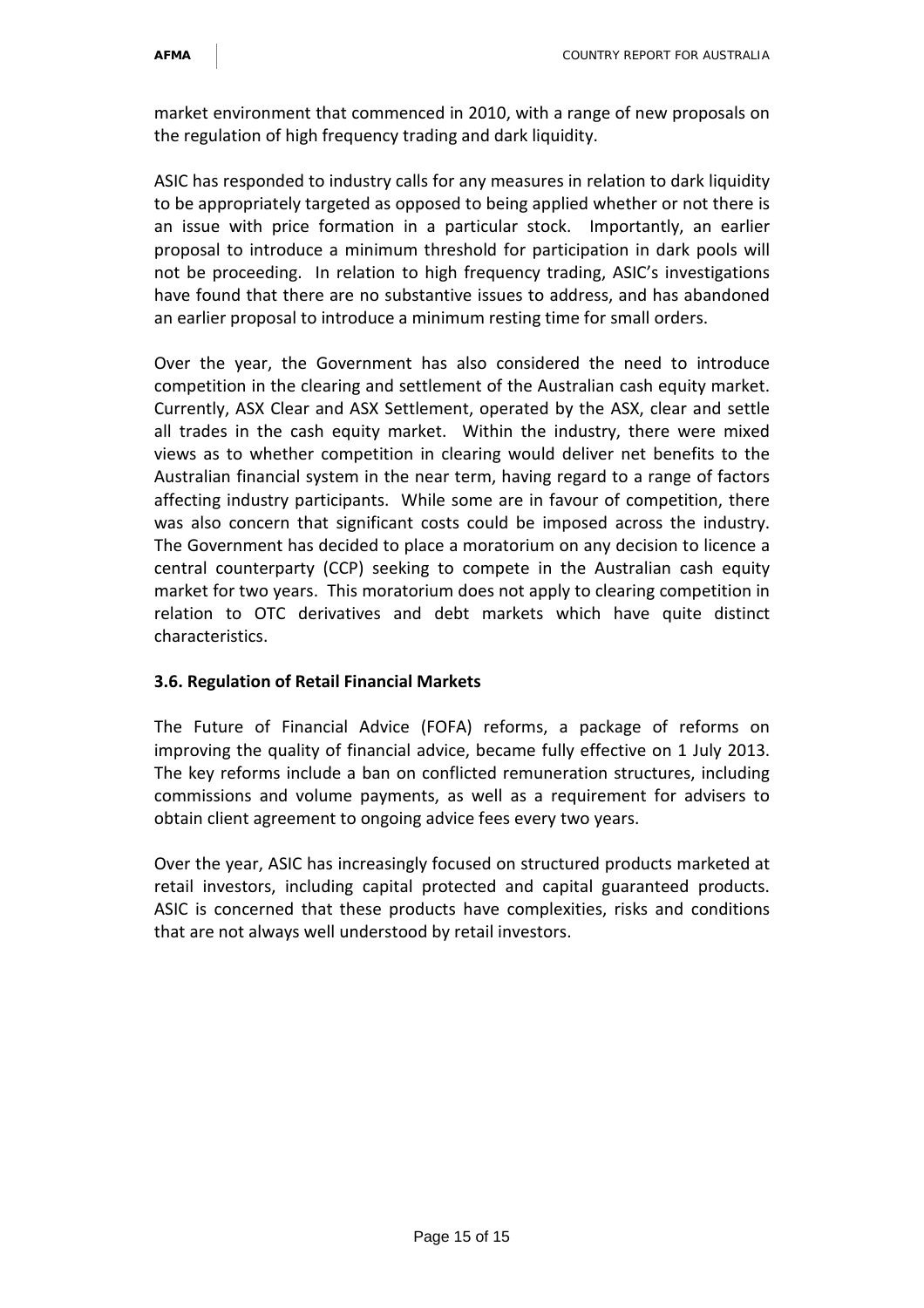market environment that commenced in 2010, with a range of new proposals on the regulation of high frequency trading and dark liquidity.

ASIC has responded to industry calls for any measures in relation to dark liquidity to be appropriately targeted as opposed to being applied whether or not there is an issue with price formation in a particular stock. Importantly, an earlier proposal to introduce a minimum threshold for participation in dark pools will not be proceeding. In relation to high frequency trading, ASIC's investigations have found that there are no substantive issues to address, and has abandoned an earlier proposal to introduce a minimum resting time for small orders.

Over the year, the Government has also considered the need to introduce competition in the clearing and settlement of the Australian cash equity market. Currently, ASX Clear and ASX Settlement, operated by the ASX, clear and settle all trades in the cash equity market. Within the industry, there were mixed views as to whether competition in clearing would deliver net benefits to the Australian financial system in the near term, having regard to a range of factors affecting industry participants. While some are in favour of competition, there was also concern that significant costs could be imposed across the industry. The Government has decided to place a moratorium on any decision to licence a central counterparty (CCP) seeking to compete in the Australian cash equity market for two years. This moratorium does not apply to clearing competition in relation to OTC derivatives and debt markets which have quite distinct characteristics.

### 3.6. Regulation of Retail Financial Markets

The Future of Financial Advice (FOFA) reforms, a package of reforms on improving the quality of financial advice, became fully effective on 1 July 2013. The key reforms include a ban on conflicted remuneration structures, including commissions and volume payments, as well as a requirement for advisers to obtain client agreement to ongoing advice fees every two years.

Over the year, ASIC has increasingly focused on structured products marketed at retail investors, including capital protected and capital guaranteed products. ASIC is concerned that these products have complexities, risks and conditions that are not always well understood by retail investors.